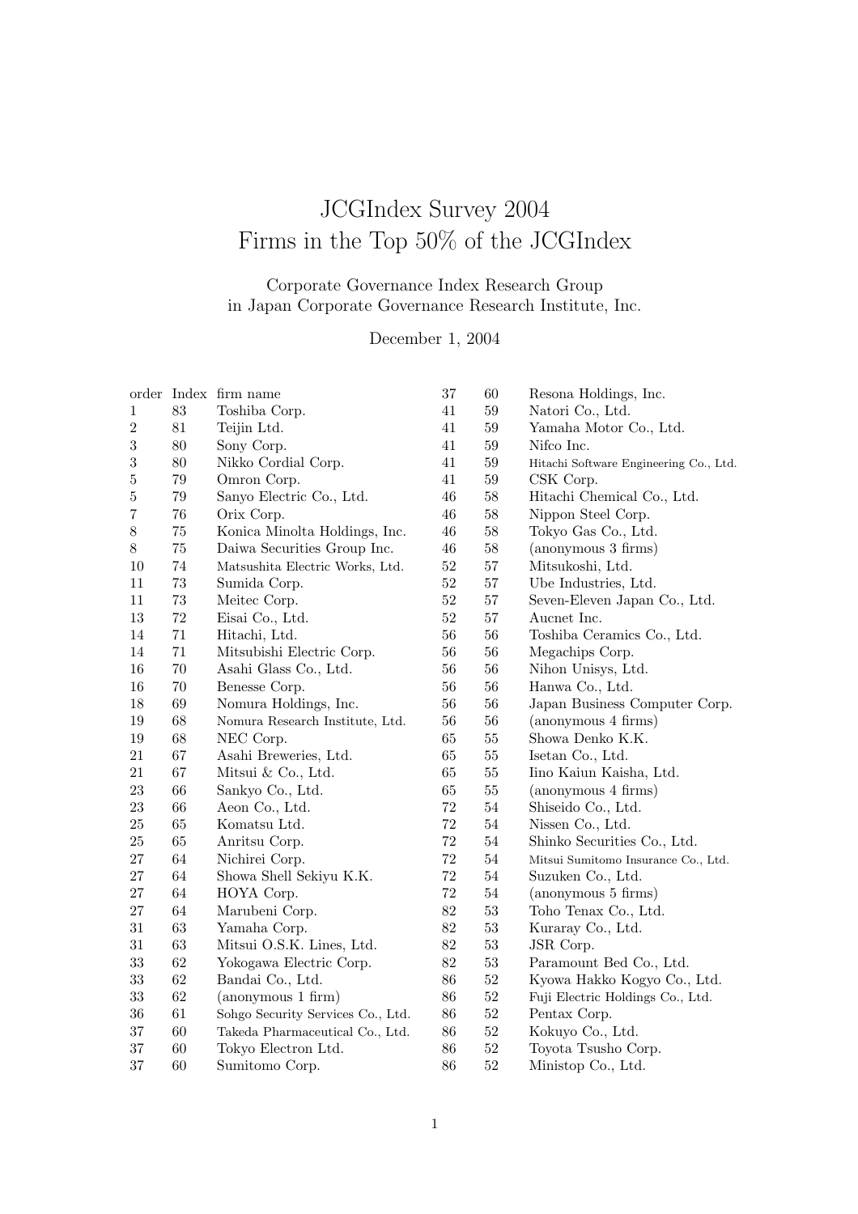# JCGIndex Survey 2004
# Firms in the Top 50% of the JCGIndex

Corporate Governance Index Research Group
in Japan Corporate Governance Research Institute, Inc.

December 1, 2004

| order | Index | firm name |
|---|---|---|
| 1 | 83 | Toshiba Corp. |
| 2 | 81 | Teijin Ltd. |
| 3 | 80 | Sony Corp. |
| 3 | 80 | Nikko Cordial Corp. |
| 5 | 79 | Omron Corp. |
| 5 | 79 | Sanyo Electric Co., Ltd. |
| 7 | 76 | Orix Corp. |
| 8 | 75 | Konica Minolta Holdings, Inc. |
| 8 | 75 | Daiwa Securities Group Inc. |
| 10 | 74 | Matsushita Electric Works, Ltd. |
| 11 | 73 | Sumida Corp. |
| 11 | 73 | Meitec Corp. |
| 13 | 72 | Eisai Co., Ltd. |
| 14 | 71 | Hitachi, Ltd. |
| 14 | 71 | Mitsubishi Electric Corp. |
| 16 | 70 | Asahi Glass Co., Ltd. |
| 16 | 70 | Benesse Corp. |
| 18 | 69 | Nomura Holdings, Inc. |
| 19 | 68 | Nomura Research Institute, Ltd. |
| 19 | 68 | NEC Corp. |
| 21 | 67 | Asahi Breweries, Ltd. |
| 21 | 67 | Mitsui & Co., Ltd. |
| 23 | 66 | Sankyo Co., Ltd. |
| 23 | 66 | Aeon Co., Ltd. |
| 25 | 65 | Komatsu Ltd. |
| 25 | 65 | Anritsu Corp. |
| 27 | 64 | Nichirei Corp. |
| 27 | 64 | Showa Shell Sekiyu K.K. |
| 27 | 64 | HOYA Corp. |
| 27 | 64 | Marubeni Corp. |
| 31 | 63 | Yamaha Corp. |
| 31 | 63 | Mitsui O.S.K. Lines, Ltd. |
| 33 | 62 | Yokogawa Electric Corp. |
| 33 | 62 | Bandai Co., Ltd. |
| 33 | 62 | (anonymous 1 firm) |
| 36 | 61 | Sohgo Security Services Co., Ltd. |
| 37 | 60 | Takeda Pharmaceutical Co., Ltd. |
| 37 | 60 | Tokyo Electron Ltd. |
| 37 | 60 | Sumitomo Corp. |
| 37 | 60 | Resona Holdings, Inc. |
| 41 | 59 | Natori Co., Ltd. |
| 41 | 59 | Yamaha Motor Co., Ltd. |
| 41 | 59 | Nifco Inc. |
| 41 | 59 | Hitachi Software Engineering Co., Ltd. |
| 41 | 59 | CSK Corp. |
| 46 | 58 | Hitachi Chemical Co., Ltd. |
| 46 | 58 | Nippon Steel Corp. |
| 46 | 58 | Tokyo Gas Co., Ltd. |
| 46 | 58 | (anonymous 3 firms) |
| 52 | 57 | Mitsukoshi, Ltd. |
| 52 | 57 | Ube Industries, Ltd. |
| 52 | 57 | Seven-Eleven Japan Co., Ltd. |
| 52 | 57 | Aucnet Inc. |
| 56 | 56 | Toshiba Ceramics Co., Ltd. |
| 56 | 56 | Megachips Corp. |
| 56 | 56 | Nihon Unisys, Ltd. |
| 56 | 56 | Hanwa Co., Ltd. |
| 56 | 56 | Japan Business Computer Corp. |
| 56 | 56 | (anonymous 4 firms) |
| 65 | 55 | Showa Denko K.K. |
| 65 | 55 | Isetan Co., Ltd. |
| 65 | 55 | Iino Kaiun Kaisha, Ltd. |
| 65 | 55 | (anonymous 4 firms) |
| 72 | 54 | Shiseido Co., Ltd. |
| 72 | 54 | Nissen Co., Ltd. |
| 72 | 54 | Shinko Securities Co., Ltd. |
| 72 | 54 | Mitsui Sumitomo Insurance Co., Ltd. |
| 72 | 54 | Suzuken Co., Ltd. |
| 72 | 54 | (anonymous 5 firms) |
| 82 | 53 | Toho Tenax Co., Ltd. |
| 82 | 53 | Kuraray Co., Ltd. |
| 82 | 53 | JSR Corp. |
| 82 | 53 | Paramount Bed Co., Ltd. |
| 86 | 52 | Kyowa Hakko Kogyo Co., Ltd. |
| 86 | 52 | Fuji Electric Holdings Co., Ltd. |
| 86 | 52 | Pentax Corp. |
| 86 | 52 | Kokuyo Co., Ltd. |
| 86 | 52 | Toyota Tsusho Corp. |
| 86 | 52 | Ministop Co., Ltd. |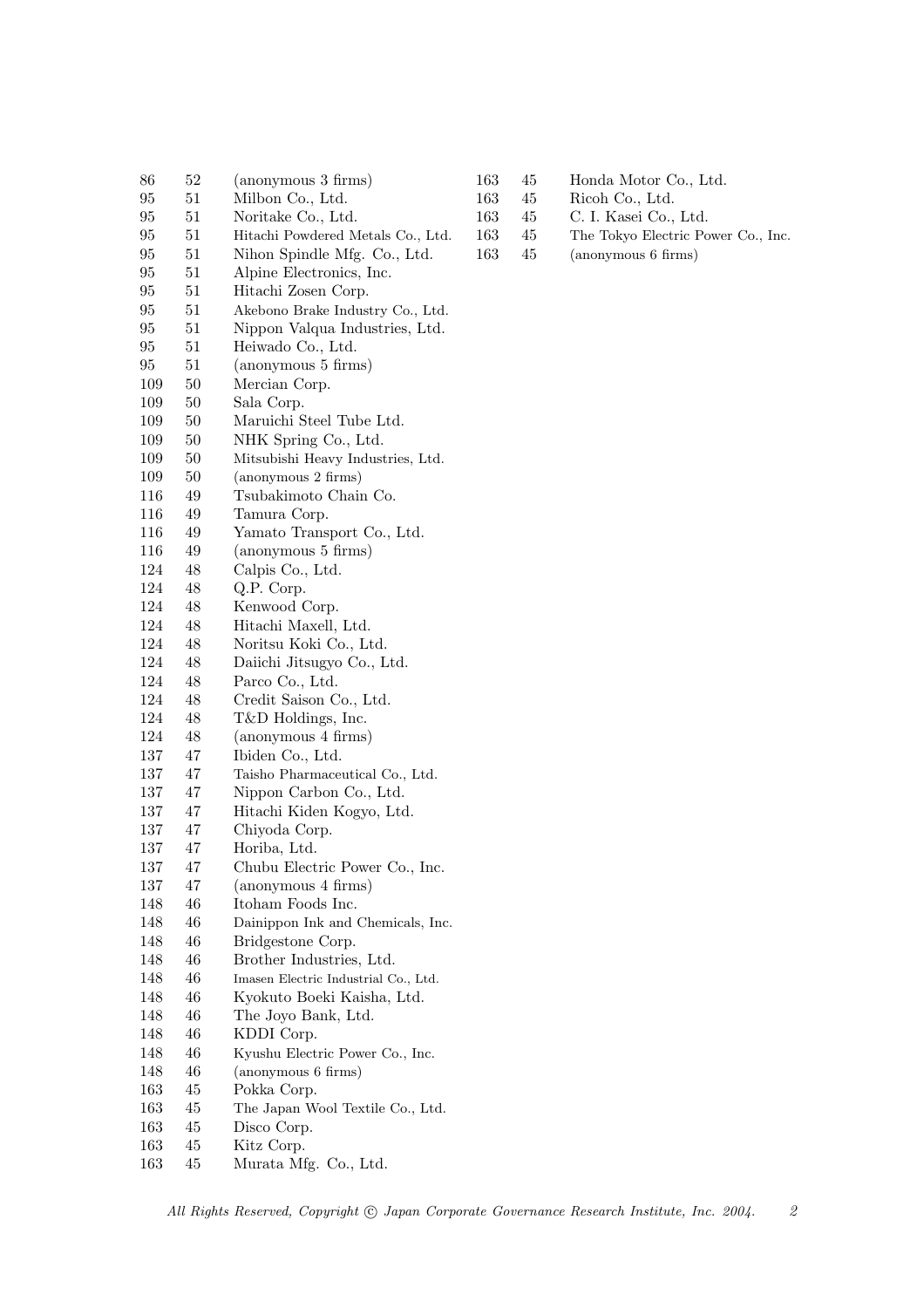| | | |
|---|---|---|
| 86 | 52 | (anonymous 3 firms) |
| 95 | 51 | Milbon Co., Ltd. |
| 95 | 51 | Noritake Co., Ltd. |
| 95 | 51 | Hitachi Powdered Metals Co., Ltd. |
| 95 | 51 | Nihon Spindle Mfg. Co., Ltd. |
| 95 | 51 | Alpine Electronics, Inc. |
| 95 | 51 | Hitachi Zosen Corp. |
| 95 | 51 | Akebono Brake Industry Co., Ltd. |
| 95 | 51 | Nippon Valqua Industries, Ltd. |
| 95 | 51 | Heiwado Co., Ltd. |
| 95 | 51 | (anonymous 5 firms) |
| 109 | 50 | Mercian Corp. |
| 109 | 50 | Sala Corp. |
| 109 | 50 | Maruichi Steel Tube Ltd. |
| 109 | 50 | NHK Spring Co., Ltd. |
| 109 | 50 | Mitsubishi Heavy Industries, Ltd. |
| 109 | 50 | (anonymous 2 firms) |
| 116 | 49 | Tsubakimoto Chain Co. |
| 116 | 49 | Tamura Corp. |
| 116 | 49 | Yamato Transport Co., Ltd. |
| 116 | 49 | (anonymous 5 firms) |
| 124 | 48 | Calpis Co., Ltd. |
| 124 | 48 | Q.P. Corp. |
| 124 | 48 | Kenwood Corp. |
| 124 | 48 | Hitachi Maxell, Ltd. |
| 124 | 48 | Noritsu Koki Co., Ltd. |
| 124 | 48 | Daiichi Jitsugyo Co., Ltd. |
| 124 | 48 | Parco Co., Ltd. |
| 124 | 48 | Credit Saison Co., Ltd. |
| 124 | 48 | T&D Holdings, Inc. |
| 124 | 48 | (anonymous 4 firms) |
| 137 | 47 | Ibiden Co., Ltd. |
| 137 | 47 | Taisho Pharmaceutical Co., Ltd. |
| 137 | 47 | Nippon Carbon Co., Ltd. |
| 137 | 47 | Hitachi Kiden Kogyo, Ltd. |
| 137 | 47 | Chiyoda Corp. |
| 137 | 47 | Horiba, Ltd. |
| 137 | 47 | Chubu Electric Power Co., Inc. |
| 137 | 47 | (anonymous 4 firms) |
| 148 | 46 | Itoham Foods Inc. |
| 148 | 46 | Dainippon Ink and Chemicals, Inc. |
| 148 | 46 | Bridgestone Corp. |
| 148 | 46 | Brother Industries, Ltd. |
| 148 | 46 | Imasen Electric Industrial Co., Ltd. |
| 148 | 46 | Kyokuto Boeki Kaisha, Ltd. |
| 148 | 46 | The Joyo Bank, Ltd. |
| 148 | 46 | KDDI Corp. |
| 148 | 46 | Kyushu Electric Power Co., Inc. |
| 148 | 46 | (anonymous 6 firms) |
| 163 | 45 | Pokka Corp. |
| 163 | 45 | The Japan Wool Textile Co., Ltd. |
| 163 | 45 | Disco Corp. |
| 163 | 45 | Kitz Corp. |
| 163 | 45 | Murata Mfg. Co., Ltd. |
| 163 | 45 | Honda Motor Co., Ltd. |
| 163 | 45 | Ricoh Co., Ltd. |
| 163 | 45 | C. I. Kasei Co., Ltd. |
| 163 | 45 | The Tokyo Electric Power Co., Inc. |
| 163 | 45 | (anonymous 6 firms) |

*All Rights Reserved, Copyright © Japan Corporate Governance Research Institute, Inc. 2004.*